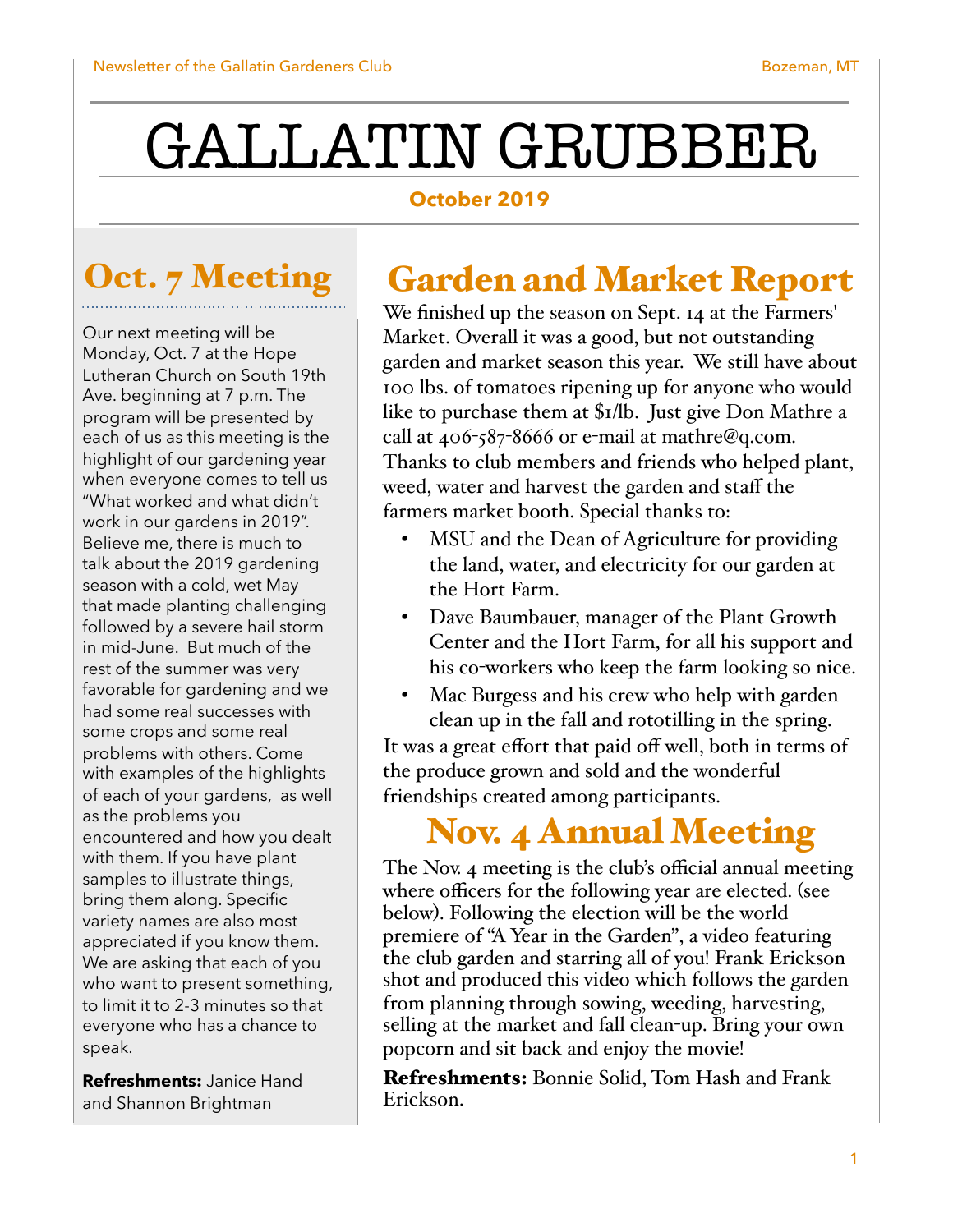# GALLATIN GRUBBER

**October 2019**

## Oct. 7 Meeting

Our next meeting will be Monday, Oct. 7 at the Hope Lutheran Church on South 19th Ave. beginning at 7 p.m. The program will be presented by each of us as this meeting is the highlight of our gardening year when everyone comes to tell us "What worked and what didn't work in our gardens in 2019". Believe me, there is much to talk about the 2019 gardening season with a cold, wet May that made planting challenging followed by a severe hail storm in mid-June. But much of the rest of the summer was very favorable for gardening and we had some real successes with some crops and some real problems with others. Come with examples of the highlights of each of your gardens, as well as the problems you encountered and how you dealt with them. If you have plant samples to illustrate things, bring them along. Specific variety names are also most appreciated if you know them. We are asking that each of you who want to present something, to limit it to 2-3 minutes so that everyone who has a chance to speak.

**Refreshments:** Janice Hand and Shannon Brightman

## Garden and Market Report

We finished up the season on Sept. 14 at the Farmers' Market. Overall it was a good, but not outstanding garden and market season this year. We still have about 100 lbs. of tomatoes ripening up for anyone who would like to purchase them at $1/lb. Just give Don Mathre a call at 406-587-8666 or e-mail at mathre@q.com. Thanks to club members and friends who helped plant, weed, water and harvest the garden and staff the farmers market booth. Special thanks to:

- MSU and the Dean of Agriculture for providing the land, water, and electricity for our garden at the Hort Farm.
- Dave Baumbauer, manager of the Plant Growth Center and the Hort Farm, for all his support and his co-workers who keep the farm looking so nice.
- Mac Burgess and his crew who help with garden clean up in the fall and rototilling in the spring.

It was a great effort that paid off well, both in terms of the produce grown and sold and the wonderful friendships created among participants.

## Nov. 4 Annual Meeting

The Nov. 4 meeting is the club's official annual meeting where officers for the following year are elected. (see below). Following the election will be the world premiere of "A Year in the Garden", a video featuring the club garden and starring all of you! Frank Erickson shot and produced this video which follows the garden from planning through sowing, weeding, harvesting, selling at the market and fall clean-up. Bring your own popcorn and sit back and enjoy the movie!

**Refreshments:** Bonnie Solid, Tom Hash and Frank Erickson.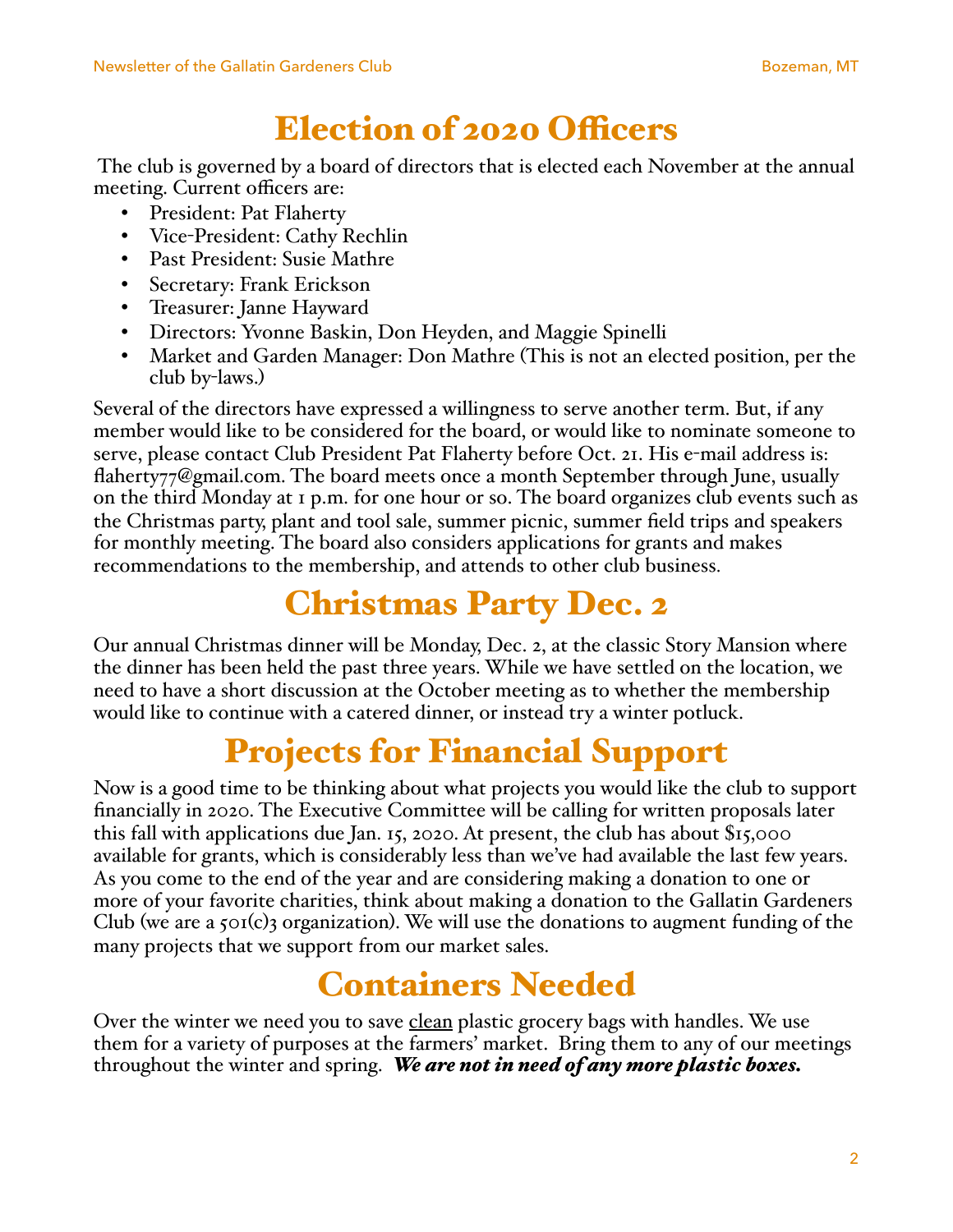# Election of 2020 Officers

The club is governed by a board of directors that is elected each November at the annual meeting. Current officers are:

- President: Pat Flaherty
- Vice-President: Cathy Rechlin
- Past President: Susie Mathre
- Secretary: Frank Erickson
- Treasurer: Janne Hayward
- Directors: Yvonne Baskin, Don Heyden, and Maggie Spinelli
- Market and Garden Manager: Don Mathre (This is not an elected position, per the club by-laws.)

Several of the directors have expressed a willingness to serve another term. But, if any member would like to be considered for the board, or would like to nominate someone to serve, please contact Club President Pat Flaherty before Oct. 21. His e-mail address is: flaherty77@gmail.com. The board meets once a month September through June, usually on the third Monday at 1 p.m. for one hour or so. The board organizes club events such as the Christmas party, plant and tool sale, summer picnic, summer field trips and speakers for monthly meeting. The board also considers applications for grants and makes recommendations to the membership, and attends to other club business.

# Christmas Party Dec. 2

Our annual Christmas dinner will be Monday, Dec. 2, at the classic Story Mansion where the dinner has been held the past three years. While we have settled on the location, we need to have a short discussion at the October meeting as to whether the membership would like to continue with a catered dinner, or instead try a winter potluck.

# Projects for Financial Support

Now is a good time to be thinking about what projects you would like the club to support financially in 2020. The Executive Committee will be calling for written proposals later this fall with applications due Jan. 15, 2020. At present, the club has about $15,000 available for grants, which is considerably less than we've had available the last few years. As you come to the end of the year and are considering making a donation to one or more of your favorite charities, think about making a donation to the Gallatin Gardeners Club (we are a 501(c)3 organization). We will use the donations to augment funding of the many projects that we support from our market sales.

# Containers Needed

Over the winter we need you to save clean plastic grocery bags with handles. We use them for a variety of purposes at the farmers' market. Bring them to any of our meetings throughout the winter and spring. ***We are not in need of any more plastic boxes.***